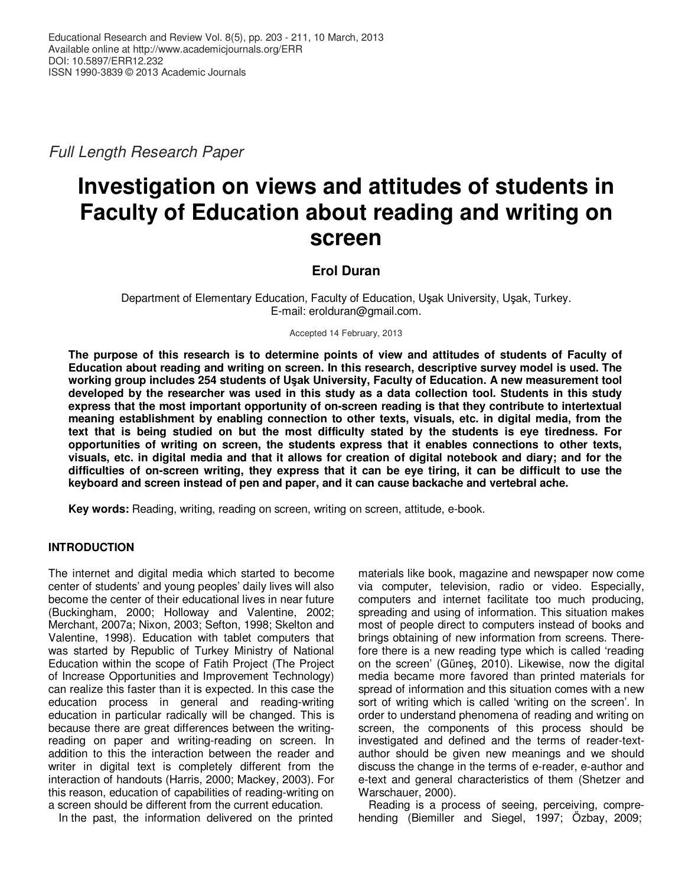*Full Length Research Paper*

# Investigation on views and attitudes of students in Faculty of Education about reading and writing on screen

**Erol Duran**

Department of Elementary Education, Faculty of Education, Uşak University, Uşak, Turkey.
E-mail: erolduran@gmail.com.

Accepted 14 February, 2013

**The purpose of this research is to determine points of view and attitudes of students of Faculty of Education about reading and writing on screen. In this research, descriptive survey model is used. The working group includes 254 students of Uşak University, Faculty of Education. A new measurement tool developed by the researcher was used in this study as a data collection tool. Students in this study express that the most important opportunity of on-screen reading is that they contribute to intertextual meaning establishment by enabling connection to other texts, visuals, etc. in digital media, from the text that is being studied on but the most difficulty stated by the students is eye tiredness. For opportunities of writing on screen, the students express that it enables connections to other texts, visuals, etc. in digital media and that it allows for creation of digital notebook and diary; and for the difficulties of on-screen writing, they express that it can be eye tiring, it can be difficult to use the keyboard and screen instead of pen and paper, and it can cause backache and vertebral ache.**

**Key words:** Reading, writing, reading on screen, writing on screen, attitude, e-book.

## INTRODUCTION

The internet and digital media which started to become center of students' and young peoples' daily lives will also become the center of their educational lives in near future (Buckingham, 2000; Holloway and Valentine, 2002; Merchant, 2007a; Nixon, 2003; Sefton, 1998; Skelton and Valentine, 1998). Education with tablet computers that was started by Republic of Turkey Ministry of National Education within the scope of Fatih Project (The Project of Increase Opportunities and Improvement Technology) can realize this faster than it is expected. In this case the education process in general and reading-writing education in particular radically will be changed. This is because there are great differences between the writing-reading on paper and writing-reading on screen. In addition to this the interaction between the reader and writer in digital text is completely different from the interaction of handouts (Harris, 2000; Mackey, 2003). For this reason, education of capabilities of reading-writing on a screen should be different from the current education.

In the past, the information delivered on the printed materials like book, magazine and newspaper now come via computer, television, radio or video. Especially, computers and internet facilitate too much producing, spreading and using of information. This situation makes most of people direct to computers instead of books and brings obtaining of new information from screens. Therefore there is a new reading type which is called 'reading on the screen' (Güneş, 2010). Likewise, now the digital media became more favored than printed materials for spread of information and this situation comes with a new sort of writing which is called 'writing on the screen'. In order to understand phenomena of reading and writing on screen, the components of this process should be investigated and defined and the terms of reader-text-author should be given new meanings and we should discuss the change in the terms of e-reader, e-author and e-text and general characteristics of them (Shetzer and Warschauer, 2000).

Reading is a process of seeing, perceiving, comprehending (Biemiller and Siegel, 1997; Özbay, 2009;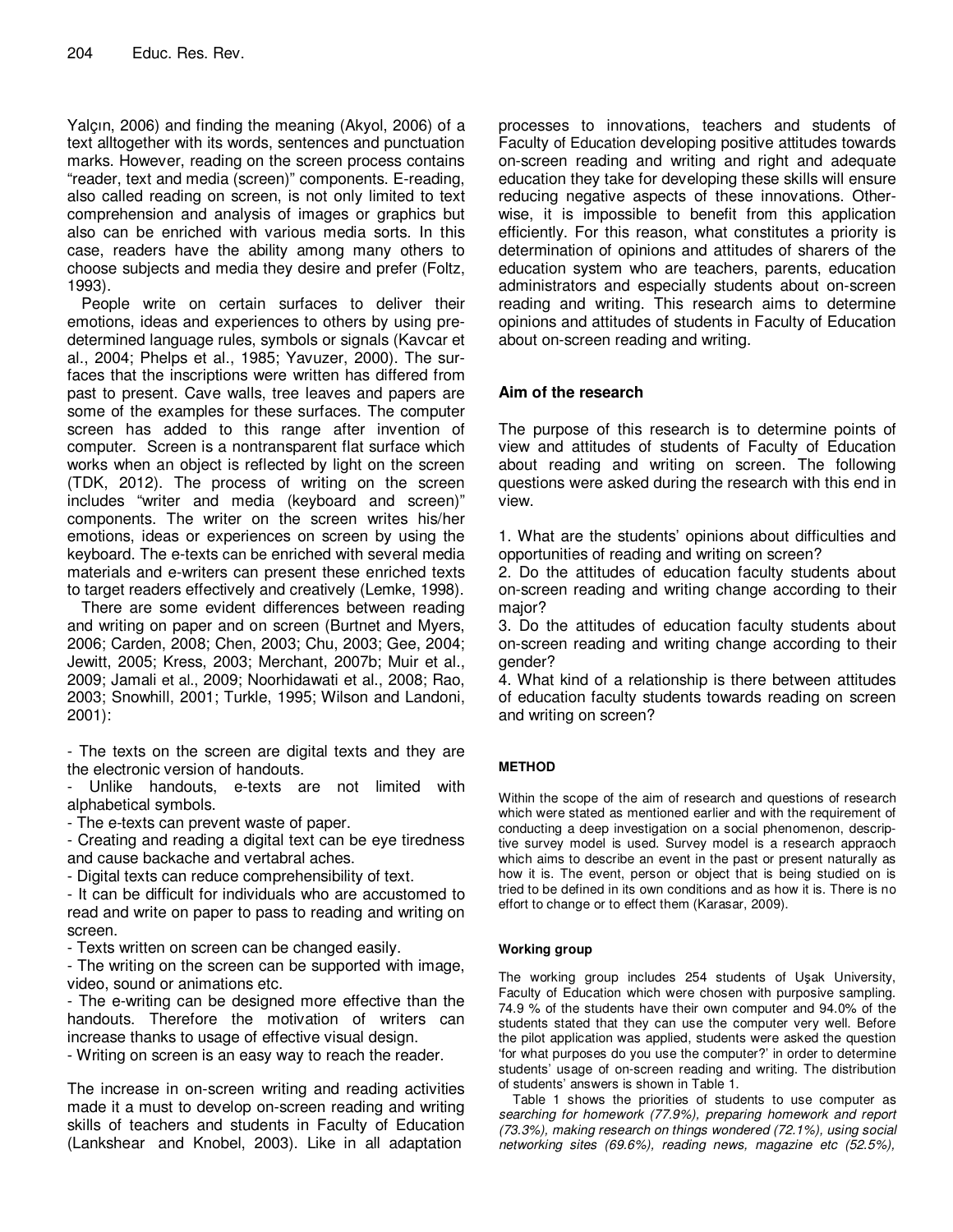Yalçın, 2006) and finding the meaning (Akyol, 2006) of a text alltogether with its words, sentences and punctuation marks. However, reading on the screen process contains "reader, text and media (screen)" components. E-reading, also called reading on screen, is not only limited to text comprehension and analysis of images or graphics but also can be enriched with various media sorts. In this case, readers have the ability among many others to choose subjects and media they desire and prefer (Foltz, 1993).

People write on certain surfaces to deliver their emotions, ideas and experiences to others by using pre-determined language rules, symbols or signals (Kavcar et al., 2004; Phelps et al., 1985; Yavuzer, 2000). The surfaces that the inscriptions were written has differed from past to present. Cave walls, tree leaves and papers are some of the examples for these surfaces. The computer screen has added to this range after invention of computer. Screen is a nontransparent flat surface which works when an object is reflected by light on the screen (TDK, 2012). The process of writing on the screen includes "writer and media (keyboard and screen)" components. The writer on the screen writes his/her emotions, ideas or experiences on screen by using the keyboard. The e-texts can be enriched with several media materials and e-writers can present these enriched texts to target readers effectively and creatively (Lemke, 1998).

There are some evident differences between reading and writing on paper and on screen (Burtnet and Myers, 2006; Carden, 2008; Chen, 2003; Chu, 2003; Gee, 2004; Jewitt, 2005; Kress, 2003; Merchant, 2007b; Muir et al., 2009; Jamali et al., 2009; Noorhidawati et al., 2008; Rao, 2003; Snowhill, 2001; Turkle, 1995; Wilson and Landoni, 2001):

- The texts on the screen are digital texts and they are the electronic version of handouts.
- Unlike handouts, e-texts are not limited with alphabetical symbols.
- The e-texts can prevent waste of paper.
- Creating and reading a digital text can be eye tiredness and cause backache and vertabral aches.
- Digital texts can reduce comprehensibility of text.
- It can be difficult for individuals who are accustomed to read and write on paper to pass to reading and writing on screen.
- Texts written on screen can be changed easily.
- The writing on the screen can be supported with image, video, sound or animations etc.
- The e-writing can be designed more effective than the handouts. Therefore the motivation of writers can increase thanks to usage of effective visual design.
- Writing on screen is an easy way to reach the reader.

The increase in on-screen writing and reading activities made it a must to develop on-screen reading and writing skills of teachers and students in Faculty of Education (Lankshear and Knobel, 2003). Like in all adaptation processes to innovations, teachers and students of Faculty of Education developing positive attitudes towards on-screen reading and writing and right and adequate education they take for developing these skills will ensure reducing negative aspects of these innovations. Otherwise, it is impossible to benefit from this application efficiently. For this reason, what constitutes a priority is determination of opinions and attitudes of sharers of the education system who are teachers, parents, education administrators and especially students about on-screen reading and writing. This research aims to determine opinions and attitudes of students in Faculty of Education about on-screen reading and writing.

## Aim of the research

The purpose of this research is to determine points of view and attitudes of students of Faculty of Education about reading and writing on screen. The following questions were asked during the research with this end in view.

1. What are the students' opinions about difficulties and opportunities of reading and writing on screen?
2. Do the attitudes of education faculty students about on-screen reading and writing change according to their major?
3. Do the attitudes of education faculty students about on-screen reading and writing change according to their gender?
4. What kind of a relationship is there between attitudes of education faculty students towards reading on screen and writing on screen?

## METHOD

Within the scope of the aim of research and questions of research which were stated as mentioned earlier and with the requirement of conducting a deep investigation on a social phenomenon, descriptive survey model is used. Survey model is a research appraoch which aims to describe an event in the past or present naturally as how it is. The event, person or object that is being studied on is tried to be defined in its own conditions and as how it is. There is no effort to change or to effect them (Karasar, 2009).

### Working group

The working group includes 254 students of Uşak University, Faculty of Education which were chosen with purposive sampling. 74.9 % of the students have their own computer and 94.0% of the students stated that they can use the computer very well. Before the pilot application was applied, students were asked the question 'for what purposes do you use the computer?' in order to determine students' usage of on-screen reading and writing. The distribution of students' answers is shown in Table 1.

Table 1 shows the priorities of students to use computer as *searching for homework (77.9%), preparing homework and report (73.3%), making research on things wondered (72.1%), using social networking sites (69.6%), reading news, magazine etc (52.5%),*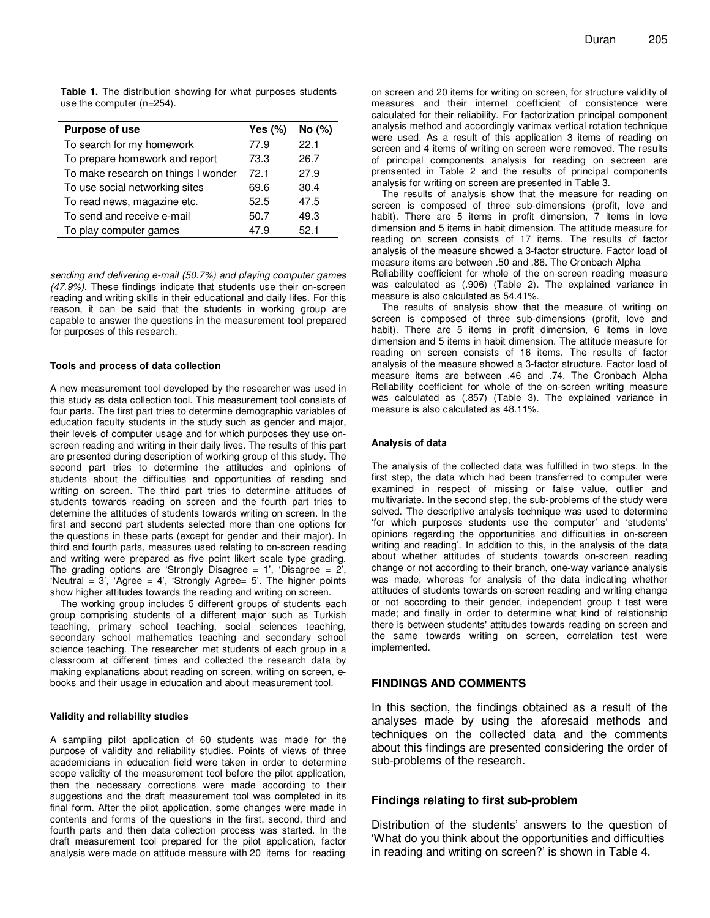**Table 1.** The distribution showing for what purposes students use the computer (n=254).

| Purpose of use | Yes (%) | No (%) |
|---|---|---|
| To search for my homework | 77.9 | 22.1 |
| To prepare homework and report | 73.3 | 26.7 |
| To make research on things I wonder | 72.1 | 27.9 |
| To use social networking sites | 69.6 | 30.4 |
| To read news, magazine etc. | 52.5 | 47.5 |
| To send and receive e-mail | 50.7 | 49.3 |
| To play computer games | 47.9 | 52.1 |

*sending and delivering e-mail (50.7%) and playing computer games (47.9%).* These findings indicate that students use their on-screen reading and writing skills in their educational and daily lifes. For this reason, it can be said that the students in working group are capable to answer the questions in the measurement tool prepared for purposes of this research.

#### Tools and process of data collection

A new measurement tool developed by the researcher was used in this study as data collection tool. This measurement tool consists of four parts. The first part tries to determine demographic variables of education faculty students in the study such as gender and major, their levels of computer usage and for which purposes they use on-screen reading and writing in their daily lives. The results of this part are presented during description of working group of this study. The second part tries to determine the attitudes and opinions of students about the difficulties and opportunities of reading and writing on screen. The third part tries to determine attitudes of students towards reading on screen and the fourth part tries to detemine the attitudes of students towards writing on screen. In the first and second part students selected more than one options for the questions in these parts (except for gender and their major). In third and fourth parts, measures used relating to on-screen reading and writing were prepared as five point likert scale type grading. The grading options are 'Strongly Disagree = 1', 'Disagree = 2', 'Neutral = 3', 'Agree = 4', 'Strongly Agree= 5'. The higher points show higher attitudes towards the reading and writing on screen.

The working group includes 5 different groups of students each group comprising students of a different major such as Turkish teaching, primary school teaching, social sciences teaching, secondary school mathematics teaching and secondary school science teaching. The researcher met students of each group in a classroom at different times and collected the research data by making explanations about reading on screen, writing on screen, e-books and their usage in education and about measurement tool.

#### Validity and reliability studies

A sampling pilot application of 60 students was made for the purpose of validity and reliability studies. Points of views of three academicians in education field were taken in order to determine scope validity of the measurement tool before the pilot application, then the necessary corrections were made according to their suggestions and the draft measurement tool was completed in its final form. After the pilot application, some changes were made in contents and forms of the questions in the first, second, third and fourth parts and then data collection process was started. In the draft measurement tool prepared for the pilot application, factor analysis were made on attitude measure with 20 items for reading on screen and 20 items for writing on screen, for structure validity of measures and their internet coefficient of consistence were calculated for their reliability. For factorization principal component analysis method and accordingly varimax vertical rotation technique were used. As a result of this application 3 items of reading on screen and 4 items of writing on screen were removed. The results of principal components analysis for reading on secreen are prensented in Table 2 and the results of principal components analysis for writing on screen are presented in Table 3.

The results of analysis show that the measure for reading on screen is composed of three sub-dimensions (profit, love and habit). There are 5 items in profit dimension, 7 items in love dimension and 5 items in habit dimension. The attitude measure for reading on screen consists of 17 items. The results of factor analysis of the measure showed a 3-factor structure. Factor load of measure items are between .50 and .86. The Cronbach Alpha Reliability coefficient for whole of the on-screen reading measure was calculated as (.906) (Table 2). The explained variance in measure is also calculated as 54.41%.

The results of analysis show that the measure of writing on screen is composed of three sub-dimensions (profit, love and habit). There are 5 items in profit dimension, 6 items in love dimension and 5 items in habit dimension. The attitude measure for reading on screen consists of 16 items. The results of factor analysis of the measure showed a 3-factor structure. Factor load of measure items are between .46 and .74. The Cronbach Alpha Reliability coefficient for whole of the on-screen writing measure was calculated as (.857) (Table 3). The explained variance in measure is also calculated as 48.11%.

#### Analysis of data

The analysis of the collected data was fulfilled in two steps. In the first step, the data which had been transferred to computer were examined in respect of missing or false value, outlier and multivariate. In the second step, the sub-problems of the study were solved. The descriptive analysis technique was used to determine 'for which purposes students use the computer' and 'students' opinions regarding the opportunities and difficulties in on-screen writing and reading'. In addition to this, in the analysis of the data about whether attitudes of students towards on-screen reading change or not according to their branch, one-way variance analysis was made, whereas for analysis of the data indicating whether attitudes of students towards on-screen reading and writing change or not according to their gender, independent group t test were made; and finally in order to determine what kind of relationship there is between students' attitudes towards reading on screen and the same towards writing on screen, correlation test were implemented.

## FINDINGS AND COMMENTS

In this section, the findings obtained as a result of the analyses made by using the aforesaid methods and techniques on the collected data and the comments about this findings are presented considering the order of sub-problems of the research.

### Findings relating to first sub-problem

Distribution of the students' answers to the question of 'What do you think about the opportunities and difficulties in reading and writing on screen?' is shown in Table 4.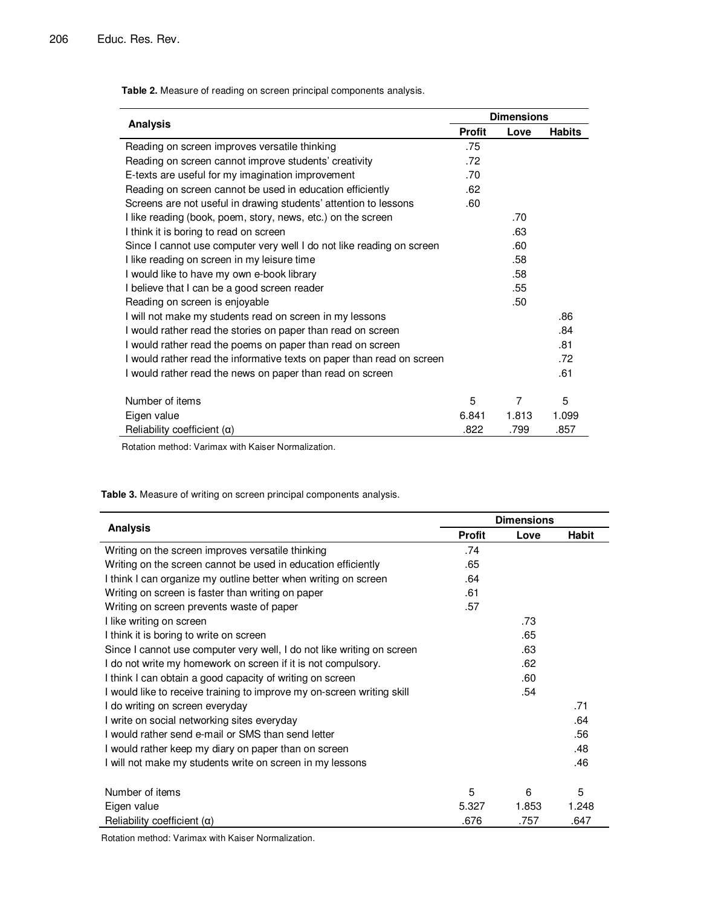**Table 2.** Measure of reading on screen principal components analysis.

| Analysis | Dimensions | | |
|---|---|---|---|
| | Profit | Love | Habits |
| Reading on screen improves versatile thinking | .75 | | |
| Reading on screen cannot improve students' creativity | .72 | | |
| E-texts are useful for my imagination improvement | .70 | | |
| Reading on screen cannot be used in education efficiently | .62 | | |
| Screens are not useful in drawing students' attention to lessons | .60 | | |
| I like reading (book, poem, story, news, etc.) on the screen | | .70 | |
| I think it is boring to read on screen | | .63 | |
| Since I cannot use computer very well I do not like reading on screen | | .60 | |
| I like reading on screen in my leisure time | | .58 | |
| I would like to have my own e-book library | | .58 | |
| I believe that I can be a good screen reader | | .55 | |
| Reading on screen is enjoyable | | .50 | |
| I will not make my students read on screen in my lessons | | | .86 |
| I would rather read the stories on paper than read on screen | | | .84 |
| I would rather read the poems on paper than read on screen | | | .81 |
| I would rather read the informative texts on paper than read on screen | | | .72 |
| I would rather read the news on paper than read on screen | | | .61 |
| Number of items | 5 | 7 | 5 |
| Eigen value | 6.841 | 1.813 | 1.099 |
| Reliability coefficient (α) | .822 | .799 | .857 |

Rotation method: Varimax with Kaiser Normalization.

**Table 3.** Measure of writing on screen principal components analysis.

| Analysis | Dimensions | | |
|---|---|---|---|
| | Profit | Love | Habit |
| Writing on the screen improves versatile thinking | .74 | | |
| Writing on the screen cannot be used in education efficiently | .65 | | |
| I think I can organize my outline better when writing on screen | .64 | | |
| Writing on screen is faster than writing on paper | .61 | | |
| Writing on screen prevents waste of paper | .57 | | |
| I like writing on screen | | .73 | |
| I think it is boring to write on screen | | .65 | |
| Since I cannot use computer very well, I do not like writing on screen | | .63 | |
| I do not write my homework on screen if it is not compulsory. | | .62 | |
| I think I can obtain a good capacity of writing on screen | | .60 | |
| I would like to receive training to improve my on-screen writing skill | | .54 | |
| I do writing on screen everyday | | | .71 |
| I write on social networking sites everyday | | | .64 |
| I would rather send e-mail or SMS than send letter | | | .56 |
| I would rather keep my diary on paper than on screen | | | .48 |
| I will not make my students write on screen in my lessons | | | .46 |
| Number of items | 5 | 6 | 5 |
| Eigen value | 5.327 | 1.853 | 1.248 |
| Reliability coefficient (α) | .676 | .757 | .647 |

Rotation method: Varimax with Kaiser Normalization.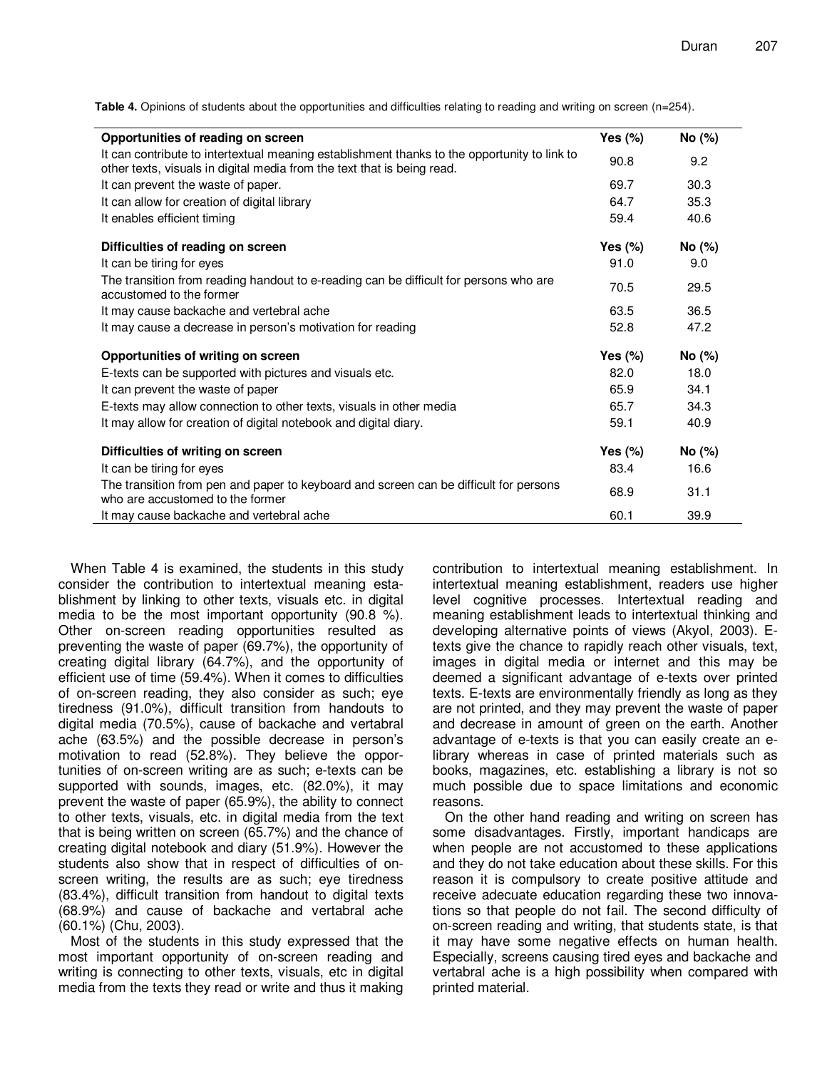**Table 4.** Opinions of students about the opportunities and difficulties relating to reading and writing on screen (n=254).

| Opportunities of reading on screen | Yes (%) | No (%) |
|---|---|---|
| It can contribute to intertextual meaning establishment thanks to the opportunity to link to other texts, visuals in digital media from the text that is being read. | 90.8 | 9.2 |
| It can prevent the waste of paper. | 69.7 | 30.3 |
| It can allow for creation of digital library | 64.7 | 35.3 |
| It enables efficient timing | 59.4 | 40.6 |
| **Difficulties of reading on screen** | **Yes (%)** | **No (%)** |
| It can be tiring for eyes | 91.0 | 9.0 |
| The transition from reading handout to e-reading can be difficult for persons who are accustomed to the former | 70.5 | 29.5 |
| It may cause backache and vertebral ache | 63.5 | 36.5 |
| It may cause a decrease in person's motivation for reading | 52.8 | 47.2 |
| **Opportunities of writing on screen** | **Yes (%)** | **No (%)** |
| E-texts can be supported with pictures and visuals etc. | 82.0 | 18.0 |
| It can prevent the waste of paper | 65.9 | 34.1 |
| E-texts may allow connection to other texts, visuals in other media | 65.7 | 34.3 |
| It may allow for creation of digital notebook and digital diary. | 59.1 | 40.9 |
| **Difficulties of writing on screen** | **Yes (%)** | **No (%)** |
| It can be tiring for eyes | 83.4 | 16.6 |
| The transition from pen and paper to keyboard and screen can be difficult for persons who are accustomed to the former | 68.9 | 31.1 |
| It may cause backache and vertebral ache | 60.1 | 39.9 |

When Table 4 is examined, the students in this study consider the contribution to intertextual meaning establishment by linking to other texts, visuals etc. in digital media to be the most important opportunity (90.8 %). Other on-screen reading opportunities resulted as preventing the waste of paper (69.7%), the opportunity of creating digital library (64.7%), and the opportunity of efficient use of time (59.4%). When it comes to difficulties of on-screen reading, they also consider as such; eye tiredness (91.0%), difficult transition from handouts to digital media (70.5%), cause of backache and vertabral ache (63.5%) and the possible decrease in person's motivation to read (52.8%). They believe the opportunities of on-screen writing are as such; e-texts can be supported with sounds, images, etc. (82.0%), it may prevent the waste of paper (65.9%), the ability to connect to other texts, visuals, etc. in digital media from the text that is being written on screen (65.7%) and the chance of creating digital notebook and diary (51.9%). However the students also show that in respect of difficulties of on-screen writing, the results are as such; eye tiredness (83.4%), difficult transition from handout to digital texts (68.9%) and cause of backache and vertabral ache (60.1%) (Chu, 2003).

Most of the students in this study expressed that the most important opportunity of on-screen reading and writing is connecting to other texts, visuals, etc in digital media from the texts they read or write and thus it making contribution to intertextual meaning establishment. In intertextual meaning establishment, readers use higher level cognitive processes. Intertextual reading and meaning establishment leads to intertextual thinking and developing alternative points of views (Akyol, 2003). E-texts give the chance to rapidly reach other visuals, text, images in digital media or internet and this may be deemed a significant advantage of e-texts over printed texts. E-texts are environmentally friendly as long as they are not printed, and they may prevent the waste of paper and decrease in amount of green on the earth. Another advantage of e-texts is that you can easily create an e-library whereas in case of printed materials such as books, magazines, etc. establishing a library is not so much possible due to space limitations and economic reasons.

On the other hand reading and writing on screen has some disadvantages. Firstly, important handicaps are when people are not accustomed to these applications and they do not take education about these skills. For this reason it is compulsory to create positive attitude and receive adecuate education regarding these two innovations so that people do not fail. The second difficulty of on-screen reading and writing, that students state, is that it may have some negative effects on human health. Especially, screens causing tired eyes and backache and vertabral ache is a high possibility when compared with printed material.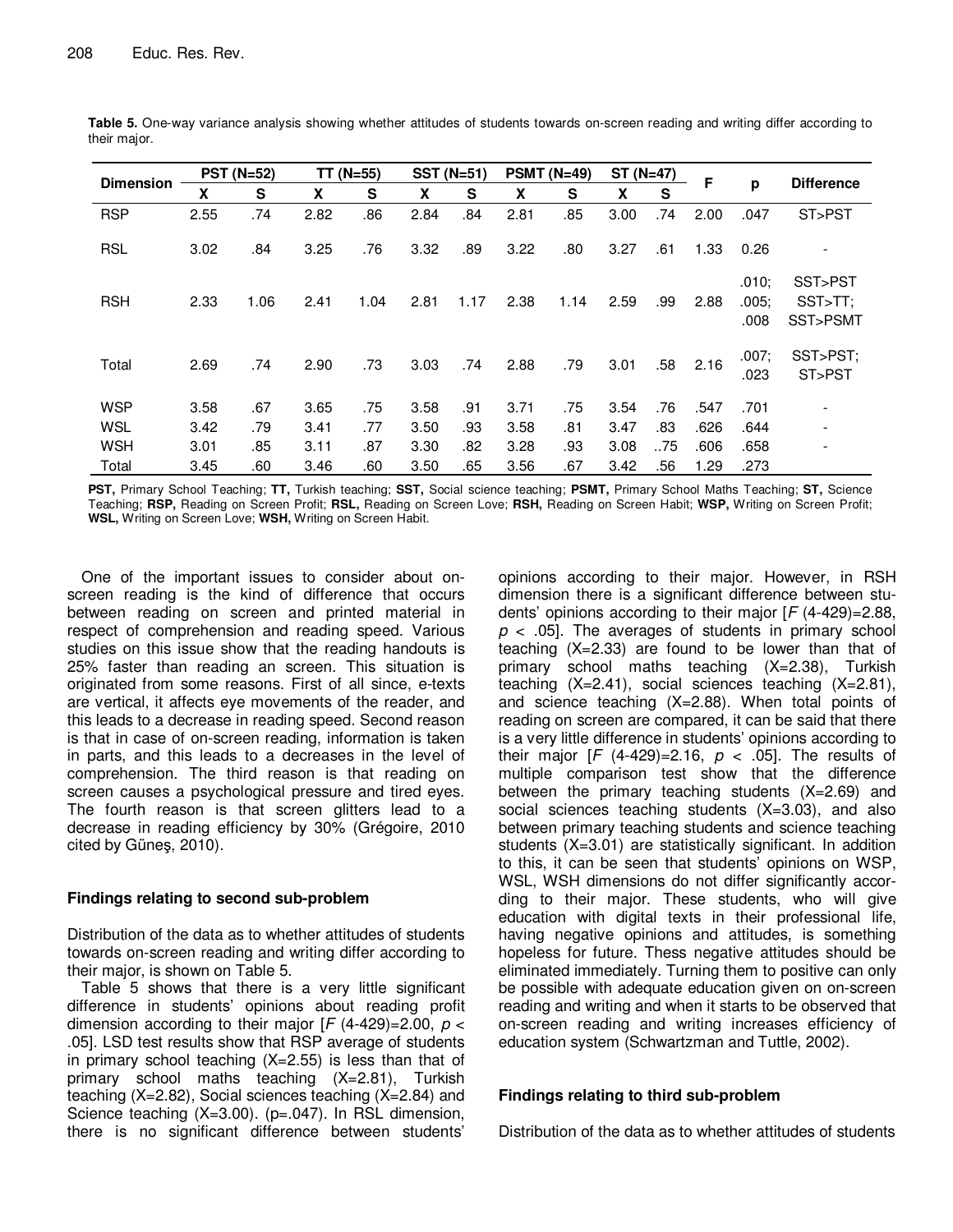**Table 5.** One-way variance analysis showing whether attitudes of students towards on-screen reading and writing differ according to their major.

| Dimension | PST (N=52) | | TT (N=55) | | SST (N=51) | | PSMT (N=49) | | ST (N=47) | | F | p | Difference |
|---|---|---|---|---|---|---|---|---|---|---|---|---|---|
| | X | S | X | S | X | S | X | S | X | S | | | |
| RSP | 2.55 | .74 | 2.82 | .86 | 2.84 | .84 | 2.81 | .85 | 3.00 | .74 | 2.00 | .047 | ST>PST |
| RSL | 3.02 | .84 | 3.25 | .76 | 3.32 | .89 | 3.22 | .80 | 3.27 | .61 | 1.33 | 0.26 | - |
| RSH | 2.33 | 1.06 | 2.41 | 1.04 | 2.81 | 1.17 | 2.38 | 1.14 | 2.59 | .99 | 2.88 | .010; .005; .008 | SST>PST SST>TT; SST>PSMT |
| Total | 2.69 | .74 | 2.90 | .73 | 3.03 | .74 | 2.88 | .79 | 3.01 | .58 | 2.16 | .007; .023 | SST>PST; ST>PST |
| WSP | 3.58 | .67 | 3.65 | .75 | 3.58 | .91 | 3.71 | .75 | 3.54 | .76 | .547 | .701 | - |
| WSL | 3.42 | .79 | 3.41 | .77 | 3.50 | .93 | 3.58 | .81 | 3.47 | .83 | .626 | .644 | - |
| WSH | 3.01 | .85 | 3.11 | .87 | 3.30 | .82 | 3.28 | .93 | 3.08 | ..75 | .606 | .658 | - |
| Total | 3.45 | .60 | 3.46 | .60 | 3.50 | .65 | 3.56 | .67 | 3.42 | .56 | 1.29 | .273 | |

**PST,** Primary School Teaching; **TT,** Turkish teaching; **SST,** Social science teaching; **PSMT,** Primary School Maths Teaching; **ST,** Science Teaching; **RSP,** Reading on Screen Profit; **RSL,** Reading on Screen Love; **RSH,** Reading on Screen Habit; **WSP,** Writing on Screen Profit; **WSL,** Writing on Screen Love; **WSH,** Writing on Screen Habit.

One of the important issues to consider about on-screen reading is the kind of difference that occurs between reading on screen and printed material in respect of comprehension and reading speed. Various studies on this issue show that the reading handouts is 25% faster than reading an screen. This situation is originated from some reasons. First of all since, e-texts are vertical, it affects eye movements of the reader, and this leads to a decrease in reading speed. Second reason is that in case of on-screen reading, information is taken in parts, and this leads to a decreases in the level of comprehension. The third reason is that reading on screen causes a psychological pressure and tired eyes. The fourth reason is that screen glitters lead to a decrease in reading efficiency by 30% (Grégoire, 2010 cited by Güneş, 2010).

## Findings relating to second sub-problem

Distribution of the data as to whether attitudes of students towards on-screen reading and writing differ according to their major, is shown on Table 5.

Table 5 shows that there is a very little significant difference in students' opinions about reading profit dimension according to their major [$F$ (4-429)=2.00, $p < .05$]. LSD test results show that RSP average of students in primary school teaching (X=2.55) is less than that of primary school maths teaching (X=2.81), Turkish teaching (X=2.82), Social sciences teaching (X=2.84) and Science teaching (X=3.00). (p=.047). In RSL dimension, there is no significant difference between students' opinions according to their major. However, in RSH dimension there is a significant difference between students' opinions according to their major [$F$ (4-429)=2.88, $p < .05$]. The averages of students in primary school teaching (X=2.33) are found to be lower than that of primary school maths teaching (X=2.38), Turkish teaching (X=2.41), social sciences teaching (X=2.81), and science teaching (X=2.88). When total points of reading on screen are compared, it can be said that there is a very little difference in students' opinions according to their major [$F$ (4-429)=2.16, $p < .05$]. The results of multiple comparison test show that the difference between the primary teaching students (X=2.69) and social sciences teaching students (X=3.03), and also between primary teaching students and science teaching students (X=3.01) are statistically significant. In addition to this, it can be seen that students' opinions on WSP, WSL, WSH dimensions do not differ significantly according to their major. These students, who will give education with digital texts in their professional life, having negative opinions and attitudes, is something hopeless for future. Thess negative attitudes should be eliminated immediately. Turning them to positive can only be possible with adequate education given on on-screen reading and writing and when it starts to be observed that on-screen reading and writing increases efficiency of education system (Schwartzman and Tuttle, 2002).

## Findings relating to third sub-problem

Distribution of the data as to whether attitudes of students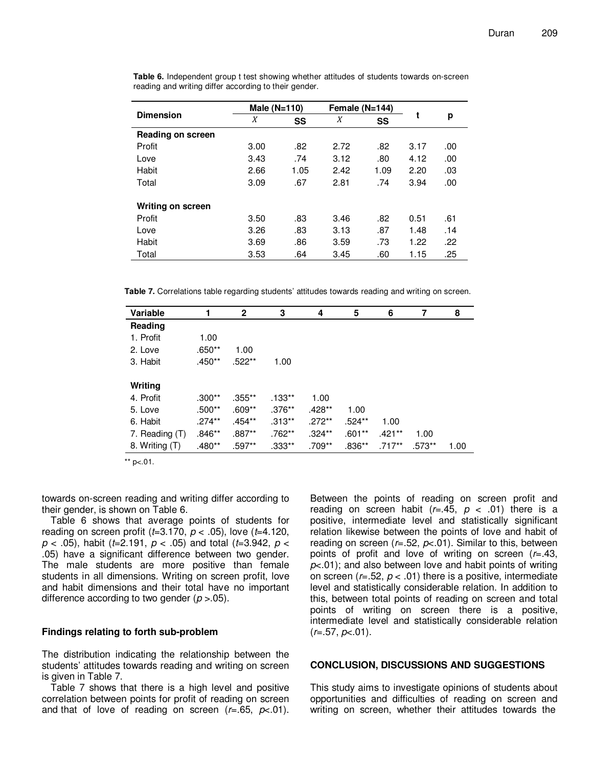**Table 6.** Independent group t test showing whether attitudes of students towards on-screen reading and writing differ according to their gender.

| Dimension | Male (N=110) | | Female (N=144) | | t | p |
|---|---|---|---|---|---|---|
| | $X$ | SS | $X$ | SS | | |
| **Reading on screen** | | | | | | |
| Profit | 3.00 | .82 | 2.72 | .82 | 3.17 | .00 |
| Love | 3.43 | .74 | 3.12 | .80 | 4.12 | .00 |
| Habit | 2.66 | 1.05 | 2.42 | 1.09 | 2.20 | .03 |
| Total | 3.09 | .67 | 2.81 | .74 | 3.94 | .00 |
| **Writing on screen** | | | | | | |
| Profit | 3.50 | .83 | 3.46 | .82 | 0.51 | .61 |
| Love | 3.26 | .83 | 3.13 | .87 | 1.48 | .14 |
| Habit | 3.69 | .86 | 3.59 | .73 | 1.22 | .22 |
| Total | 3.53 | .64 | 3.45 | .60 | 1.15 | .25 |

**Table 7.** Correlations table regarding students' attitudes towards reading and writing on screen.

| Variable | 1 | 2 | 3 | 4 | 5 | 6 | 7 | 8 |
|---|---|---|---|---|---|---|---|---|
| **Reading** | | | | | | | | |
| 1. Profit | 1.00 | | | | | | | |
| 2. Love | .650** | 1.00 | | | | | | |
| 3. Habit | .450** | .522** | 1.00 | | | | | |
| **Writing** | | | | | | | | |
| 4. Profit | .300** | .355** | .133** | 1.00 | | | | |
| 5. Love | .500** | .609** | .376** | .428** | 1.00 | | | |
| 6. Habit | .274** | .454** | .313** | .272** | .524** | 1.00 | | |
| 7. Reading (T) | .846** | .887** | .762** | .324** | .601** | .421** | 1.00 | |
| 8. Writing (T) | .480** | .597** | .333** | .709** | .836** | .717** | .573** | 1.00 |

** p<.01.

towards on-screen reading and writing differ according to their gender, is shown on Table 6.

Table 6 shows that average points of students for reading on screen profit ($t$=3.170, $p < .05$), love ($t$=4.120, $p < .05$), habit ($t$=2.191, $p < .05$) and total ($t$=3.942, $p < .05$) have a significant difference between two gender. The male students are more positive than female students in all dimensions. Writing on screen profit, love and habit dimensions and their total have no important difference according to two gender ($p > .05$).

## Findings relating to forth sub-problem

The distribution indicating the relationship between the students' attitudes towards reading and writing on screen is given in Table 7.

Table 7 shows that there is a high level and positive correlation between points for profit of reading on screen and that of love of reading on screen ($r$=.65, $p$<.01). Between the points of reading on screen profit and reading on screen habit ($r$=.45, $p < .01$) there is a positive, intermediate level and statistically significant relation likewise between the points of love and habit of reading on screen ($r$=.52, $p$<.01). Similar to this, between points of profit and love of writing on screen ($r$=.43, $p$<.01); and also between love and habit points of writing on screen ($r$=.52, $p < .01$) there is a positive, intermediate level and statistically considerable relation. In addition to this, between total points of reading on screen and total points of writing on screen there is a positive, intermediate level and statistically considerable relation ($r$=.57, $p$<.01).

## CONCLUSION, DISCUSSIONS AND SUGGESTIONS

This study aims to investigate opinions of students about opportunities and difficulties of reading on screen and writing on screen, whether their attitudes towards the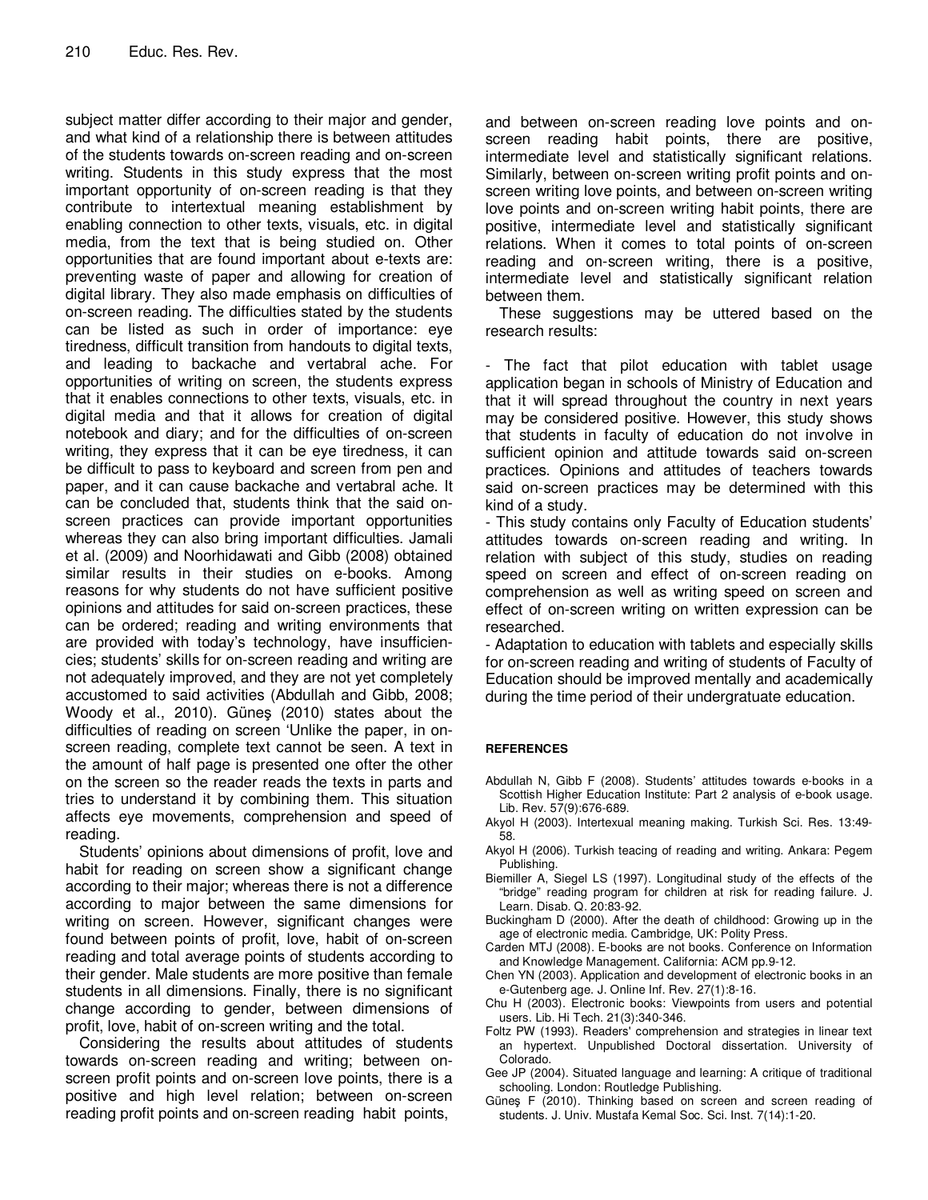subject matter differ according to their major and gender, and what kind of a relationship there is between attitudes of the students towards on-screen reading and on-screen writing. Students in this study express that the most important opportunity of on-screen reading is that they contribute to intertextual meaning establishment by enabling connection to other texts, visuals, etc. in digital media, from the text that is being studied on. Other opportunities that are found important about e-texts are: preventing waste of paper and allowing for creation of digital library. They also made emphasis on difficulties of on-screen reading. The difficulties stated by the students can be listed as such in order of importance: eye tiredness, difficult transition from handouts to digital texts, and leading to backache and vertabral ache. For opportunities of writing on screen, the students express that it enables connections to other texts, visuals, etc. in digital media and that it allows for creation of digital notebook and diary; and for the difficulties of on-screen writing, they express that it can be eye tiredness, it can be difficult to pass to keyboard and screen from pen and paper, and it can cause backache and vertabral ache. It can be concluded that, students think that the said on-screen practices can provide important opportunities whereas they can also bring important difficulties. Jamali et al. (2009) and Noorhidawati and Gibb (2008) obtained similar results in their studies on e-books. Among reasons for why students do not have sufficient positive opinions and attitudes for said on-screen practices, these can be ordered; reading and writing environments that are provided with today's technology, have insufficiencies; students' skills for on-screen reading and writing are not adequately improved, and they are not yet completely accustomed to said activities (Abdullah and Gibb, 2008; Woody et al., 2010). Güneş (2010) states about the difficulties of reading on screen 'Unlike the paper, in on-screen reading, complete text cannot be seen. A text in the amount of half page is presented one ofter the other on the screen so the reader reads the texts in parts and tries to understand it by combining them. This situation affects eye movements, comprehension and speed of reading.

Students' opinions about dimensions of profit, love and habit for reading on screen show a significant change according to their major; whereas there is not a difference according to major between the same dimensions for writing on screen. However, significant changes were found between points of profit, love, habit of on-screen reading and total average points of students according to their gender. Male students are more positive than female students in all dimensions. Finally, there is no significant change according to gender, between dimensions of profit, love, habit of on-screen writing and the total.

Considering the results about attitudes of students towards on-screen reading and writing; between on-screen profit points and on-screen love points, there is a positive and high level relation; between on-screen reading profit points and on-screen reading habit points, and between on-screen reading love points and on-screen reading habit points, there are positive, intermediate level and statistically significant relations. Similarly, between on-screen writing profit points and on-screen writing love points, and between on-screen writing love points and on-screen writing habit points, there are positive, intermediate level and statistically significant relations. When it comes to total points of on-screen reading and on-screen writing, there is a positive, intermediate level and statistically significant relation between them.

These suggestions may be uttered based on the research results:

- The fact that pilot education with tablet usage application began in schools of Ministry of Education and that it will spread throughout the country in next years may be considered positive. However, this study shows that students in faculty of education do not involve in sufficient opinion and attitude towards said on-screen practices. Opinions and attitudes of teachers towards said on-screen practices may be determined with this kind of a study.
- This study contains only Faculty of Education students' attitudes towards on-screen reading and writing. In relation with subject of this study, studies on reading speed on screen and effect of on-screen reading on comprehension as well as writing speed on screen and effect of on-screen writing on written expression can be researched.
- Adaptation to education with tablets and especially skills for on-screen reading and writing of students of Faculty of Education should be improved mentally and academically during the time period of their undergratuate education.

## REFERENCES

Abdullah N, Gibb F (2008). Students' attitudes towards e-books in a Scottish Higher Education Institute: Part 2 analysis of e-book usage. Lib. Rev. 57(9):676-689.

Akyol H (2003). Intertexual meaning making. Turkish Sci. Res. 13:49-58.

Akyol H (2006). Turkish teacing of reading and writing. Ankara: Pegem Publishing.

Biemiller A, Siegel LS (1997). Longitudinal study of the effects of the "bridge" reading program for children at risk for reading failure. J. Learn. Disab. Q. 20:83-92.

Buckingham D (2000). After the death of childhood: Growing up in the age of electronic media. Cambridge, UK: Polity Press.

Carden MTJ (2008). E-books are not books. Conference on Information and Knowledge Management. California: ACM pp.9-12.

Chen YN (2003). Application and development of electronic books in an e-Gutenberg age. J. Online Inf. Rev. 27(1):8-16.

Chu H (2003). Electronic books: Viewpoints from users and potential users. Lib. Hi Tech. 21(3):340-346.

Foltz PW (1993). Readers' comprehension and strategies in linear text an hypertext. Unpublished Doctoral dissertation. University of Colorado.

Gee JP (2004). Situated language and learning: A critique of traditional schooling. London: Routledge Publishing.

Güneş F (2010). Thinking based on screen and screen reading of students. J. Univ. Mustafa Kemal Soc. Sci. Inst. 7(14):1-20.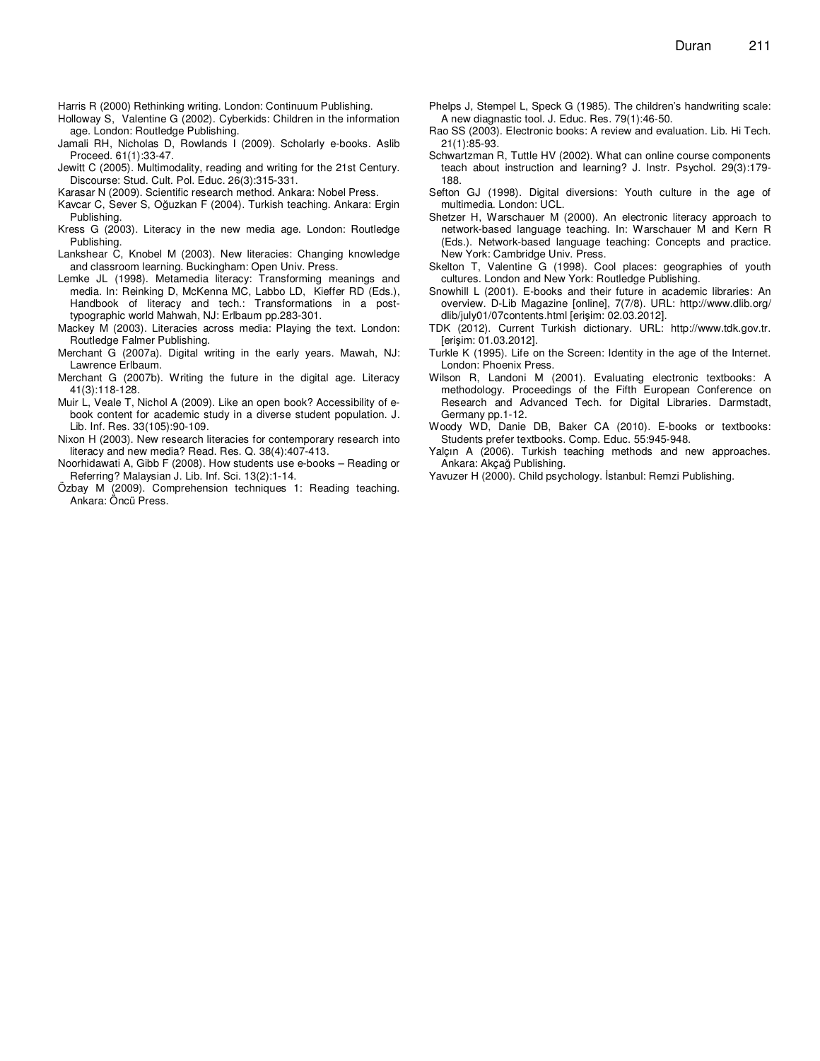Harris R (2000) Rethinking writing. London: Continuum Publishing.

Holloway S, Valentine G (2002). Cyberkids: Children in the information age. London: Routledge Publishing.

Jamali RH, Nicholas D, Rowlands I (2009). Scholarly e-books. Aslib Proceed. 61(1):33-47.

Jewitt C (2005). Multimodality, reading and writing for the 21st Century. Discourse: Stud. Cult. Pol. Educ. 26(3):315-331.

Karasar N (2009). Scientific research method. Ankara: Nobel Press.

Kavcar C, Sever S, Oğuzkan F (2004). Turkish teaching. Ankara: Ergin Publishing.

Kress G (2003). Literacy in the new media age. London: Routledge Publishing.

Lankshear C, Knobel M (2003). New literacies: Changing knowledge and classroom learning. Buckingham: Open Univ. Press.

Lemke JL (1998). Metamedia literacy: Transforming meanings and media. In: Reinking D, McKenna MC, Labbo LD, Kieffer RD (Eds.), Handbook of literacy and tech.: Transformations in a post-typographic world Mahwah, NJ: Erlbaum pp.283-301.

Mackey M (2003). Literacies across media: Playing the text. London: Routledge Falmer Publishing.

Merchant G (2007a). Digital writing in the early years. Mawah, NJ: Lawrence Erlbaum.

Merchant G (2007b). Writing the future in the digital age. Literacy 41(3):118-128.

Muir L, Veale T, Nichol A (2009). Like an open book? Accessibility of e-book content for academic study in a diverse student population. J. Lib. Inf. Res. 33(105):90-109.

Nixon H (2003). New research literacies for contemporary research into literacy and new media? Read. Res. Q. 38(4):407-413.

Noorhidawati A, Gibb F (2008). How students use e-books – Reading or Referring? Malaysian J. Lib. Inf. Sci. 13(2):1-14.

Özbay M (2009). Comprehension techniques 1: Reading teaching. Ankara: Öncü Press.

Phelps J, Stempel L, Speck G (1985). The children's handwriting scale: A new diagnostic tool. J. Educ. Res. 79(1):46-50.

Rao SS (2003). Electronic books: A review and evaluation. Lib. Hi Tech. 21(1):85-93.

Schwartzman R, Tuttle HV (2002). What can online course components teach about instruction and learning? J. Instr. Psychol. 29(3):179-188.

Sefton GJ (1998). Digital diversions: Youth culture in the age of multimedia. London: UCL.

Shetzer H, Warschauer M (2000). An electronic literacy approach to network-based language teaching. In: Warschauer M and Kern R (Eds.). Network-based language teaching: Concepts and practice. New York: Cambridge Univ. Press.

Skelton T, Valentine G (1998). Cool places: geographies of youth cultures. London and New York: Routledge Publishing.

Snowhill L (2001). E-books and their future in academic libraries: An overview. D-Lib Magazine [online], 7(7/8). URL: http://www.dlib.org/dlib/july01/07contents.html [erişim: 02.03.2012].

TDK (2012). Current Turkish dictionary. URL: http://www.tdk.gov.tr. [erişim: 01.03.2012].

Turkle K (1995). Life on the Screen: Identity in the age of the Internet. London: Phoenix Press.

Wilson R, Landoni M (2001). Evaluating electronic textbooks: A methodology. Proceedings of the Fifth European Conference on Research and Advanced Tech. for Digital Libraries. Darmstadt, Germany pp.1-12.

Woody WD, Danie DB, Baker CA (2010). E-books or textbooks: Students prefer textbooks. Comp. Educ. 55:945-948.

Yalçın A (2006). Turkish teaching methods and new approaches. Ankara: Akçağ Publishing.

Yavuzer H (2000). Child psychology. İstanbul: Remzi Publishing.